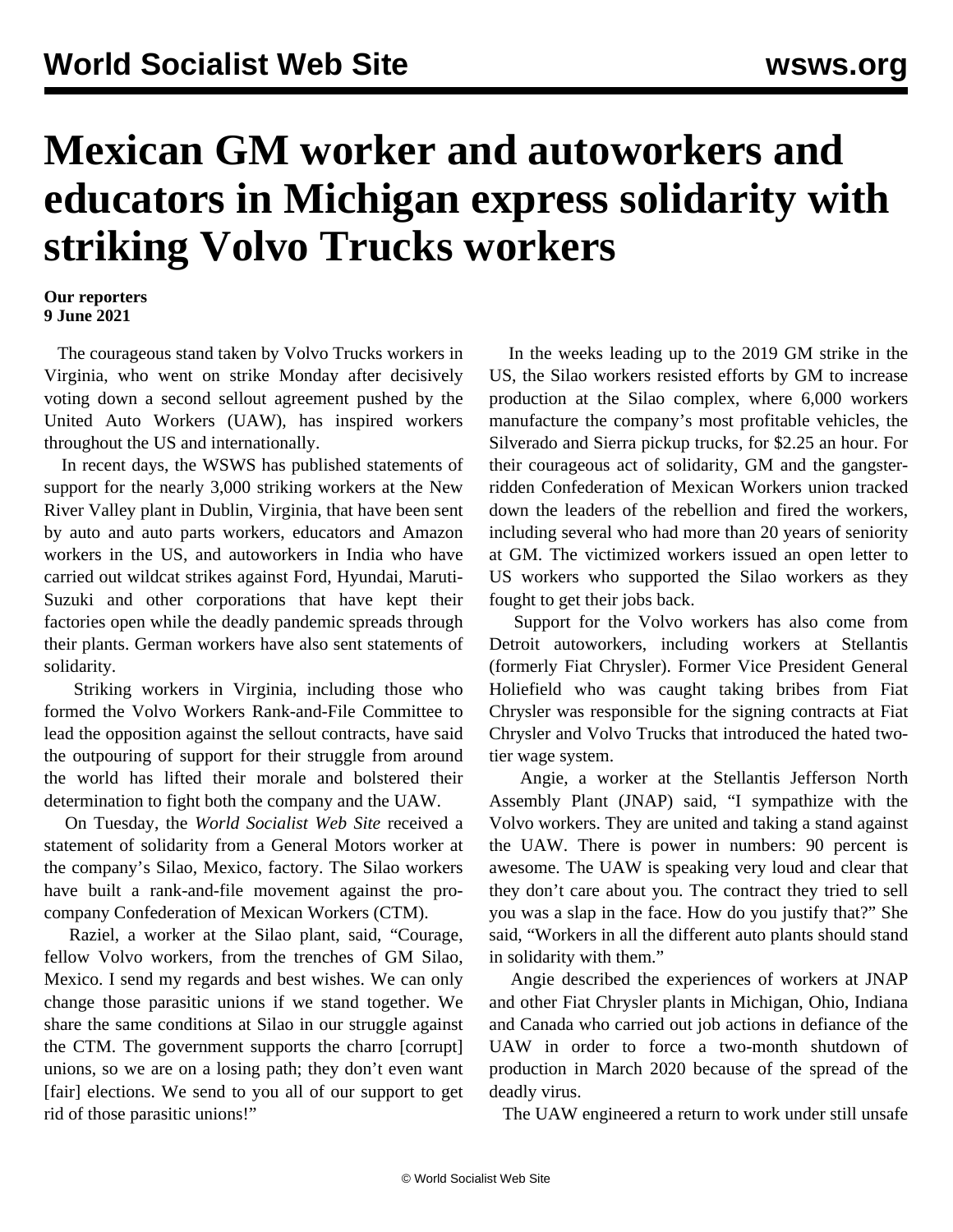# Mexican GM worker and autoworkers and educators in Michigan express solidarity with striking Volvo Trucks workers

**Our reporters**
**9 June 2021**

The courageous stand taken by Volvo Trucks workers in Virginia, who went on strike Monday after decisively voting down a second sellout agreement pushed by the United Auto Workers (UAW), has inspired workers throughout the US and internationally.

In recent days, the WSWS has published statements of support for the nearly 3,000 striking workers at the New River Valley plant in Dublin, Virginia, that have been sent by auto and auto parts workers, educators and Amazon workers in the US, and autoworkers in India who have carried out wildcat strikes against Ford, Hyundai, Maruti-Suzuki and other corporations that have kept their factories open while the deadly pandemic spreads through their plants. German workers have also sent statements of solidarity.

Striking workers in Virginia, including those who formed the Volvo Workers Rank-and-File Committee to lead the opposition against the sellout contracts, have said the outpouring of support for their struggle from around the world has lifted their morale and bolstered their determination to fight both the company and the UAW.

On Tuesday, the *World Socialist Web Site* received a statement of solidarity from a General Motors worker at the company's Silao, Mexico, factory. The Silao workers have built a rank-and-file movement against the pro-company Confederation of Mexican Workers (CTM).

Raziel, a worker at the Silao plant, said, "Courage, fellow Volvo workers, from the trenches of GM Silao, Mexico. I send my regards and best wishes. We can only change those parasitic unions if we stand together. We share the same conditions at Silao in our struggle against the CTM. The government supports the charro [corrupt] unions, so we are on a losing path; they don't even want [fair] elections. We send to you all of our support to get rid of those parasitic unions!"

In the weeks leading up to the 2019 GM strike in the US, the Silao workers resisted efforts by GM to increase production at the Silao complex, where 6,000 workers manufacture the company's most profitable vehicles, the Silverado and Sierra pickup trucks, for $2.25 an hour. For their courageous act of solidarity, GM and the gangster-ridden Confederation of Mexican Workers union tracked down the leaders of the rebellion and fired the workers, including several who had more than 20 years of seniority at GM. The victimized workers issued an open letter to US workers who supported the Silao workers as they fought to get their jobs back.

Support for the Volvo workers has also come from Detroit autoworkers, including workers at Stellantis (formerly Fiat Chrysler). Former Vice President General Holiefield who was caught taking bribes from Fiat Chrysler was responsible for the signing contracts at Fiat Chrysler and Volvo Trucks that introduced the hated two-tier wage system.

Angie, a worker at the Stellantis Jefferson North Assembly Plant (JNAP) said, "I sympathize with the Volvo workers. They are united and taking a stand against the UAW. There is power in numbers: 90 percent is awesome. The UAW is speaking very loud and clear that they don't care about you. The contract they tried to sell you was a slap in the face. How do you justify that?" She said, "Workers in all the different auto plants should stand in solidarity with them."

Angie described the experiences of workers at JNAP and other Fiat Chrysler plants in Michigan, Ohio, Indiana and Canada who carried out job actions in defiance of the UAW in order to force a two-month shutdown of production in March 2020 because of the spread of the deadly virus.

The UAW engineered a return to work under still unsafe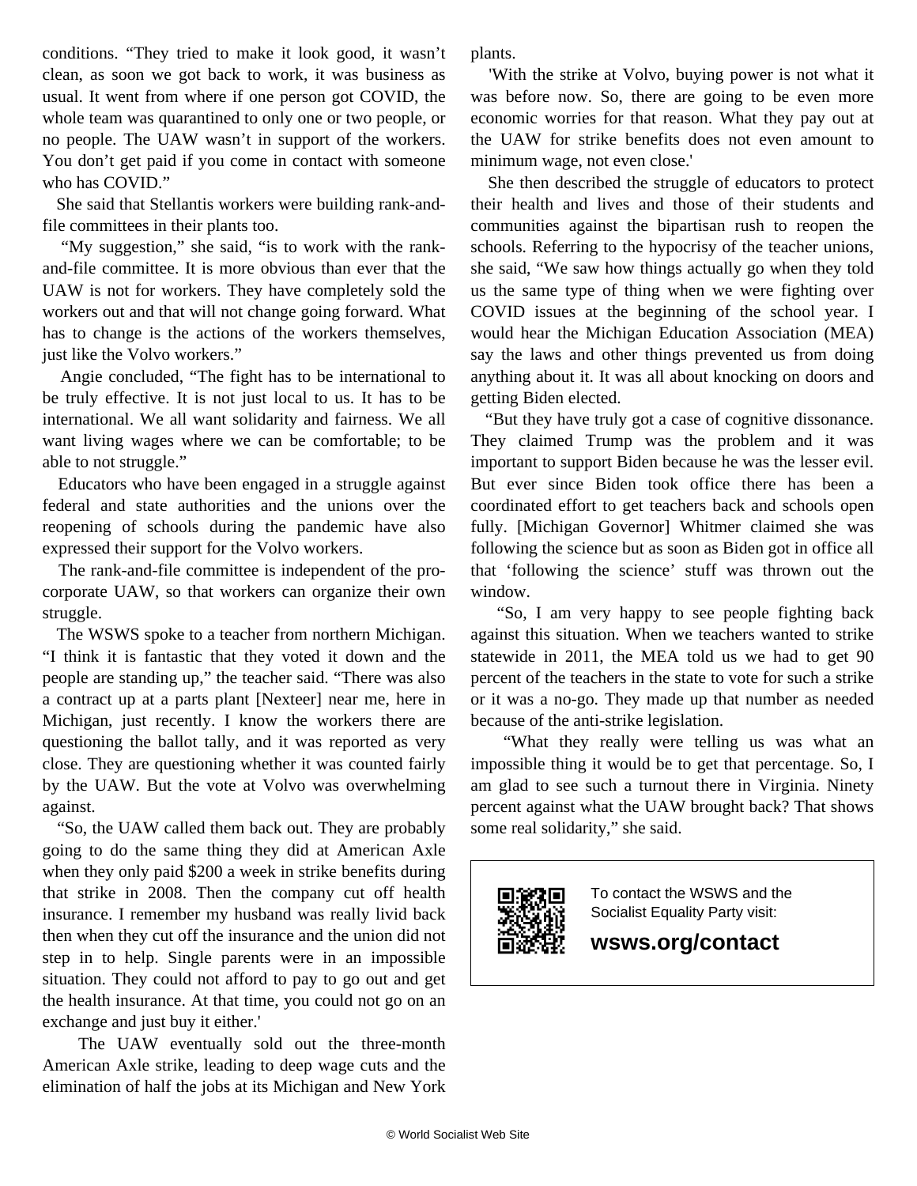conditions. “They tried to make it look good, it wasn’t clean, as soon we got back to work, it was business as usual. It went from where if one person got COVID, the whole team was quarantined to only one or two people, or no people. The UAW wasn’t in support of the workers. You don’t get paid if you come in contact with someone who has COVID.”

She said that Stellantis workers were building rank-and-file committees in their plants too.

“My suggestion,” she said, “is to work with the rank-and-file committee. It is more obvious than ever that the UAW is not for workers. They have completely sold the workers out and that will not change going forward. What has to change is the actions of the workers themselves, just like the Volvo workers.”

Angie concluded, “The fight has to be international to be truly effective. It is not just local to us. It has to be international. We all want solidarity and fairness. We all want living wages where we can be comfortable; to be able to not struggle.”

Educators who have been engaged in a struggle against federal and state authorities and the unions over the reopening of schools during the pandemic have also expressed their support for the Volvo workers.

The rank-and-file committee is independent of the pro-corporate UAW, so that workers can organize their own struggle.

The WSWS spoke to a teacher from northern Michigan. “I think it is fantastic that they voted it down and the people are standing up,” the teacher said. “There was also a contract up at a parts plant [Nexteer] near me, here in Michigan, just recently. I know the workers there are questioning the ballot tally, and it was reported as very close. They are questioning whether it was counted fairly by the UAW. But the vote at Volvo was overwhelming against.

“So, the UAW called them back out. They are probably going to do the same thing they did at American Axle when they only paid $200 a week in strike benefits during that strike in 2008. Then the company cut off health insurance. I remember my husband was really livid back then when they cut off the insurance and the union did not step in to help. Single parents were in an impossible situation. They could not afford to pay to go out and get the health insurance. At that time, you could not go on an exchange and just buy it either.'

The UAW eventually sold out the three-month American Axle strike, leading to deep wage cuts and the elimination of half the jobs at its Michigan and New York plants.

'With the strike at Volvo, buying power is not what it was before now. So, there are going to be even more economic worries for that reason. What they pay out at the UAW for strike benefits does not even amount to minimum wage, not even close.'

She then described the struggle of educators to protect their health and lives and those of their students and communities against the bipartisan rush to reopen the schools. Referring to the hypocrisy of the teacher unions, she said, “We saw how things actually go when they told us the same type of thing when we were fighting over COVID issues at the beginning of the school year. I would hear the Michigan Education Association (MEA) say the laws and other things prevented us from doing anything about it. It was all about knocking on doors and getting Biden elected.

“But they have truly got a case of cognitive dissonance. They claimed Trump was the problem and it was important to support Biden because he was the lesser evil. But ever since Biden took office there has been a coordinated effort to get teachers back and schools open fully. [Michigan Governor] Whitmer claimed she was following the science but as soon as Biden got in office all that ‘following the science’ stuff was thrown out the window.

“So, I am very happy to see people fighting back against this situation. When we teachers wanted to strike statewide in 2011, the MEA told us we had to get 90 percent of the teachers in the state to vote for such a strike or it was a no-go. They made up that number as needed because of the anti-strike legislation.

“What they really were telling us was what an impossible thing it would be to get that percentage. So, I am glad to see such a turnout there in Virginia. Ninety percent against what the UAW brought back? That shows some real solidarity,” she said.

To contact the WSWS and the Socialist Equality Party visit:

**wsws.org/contact**